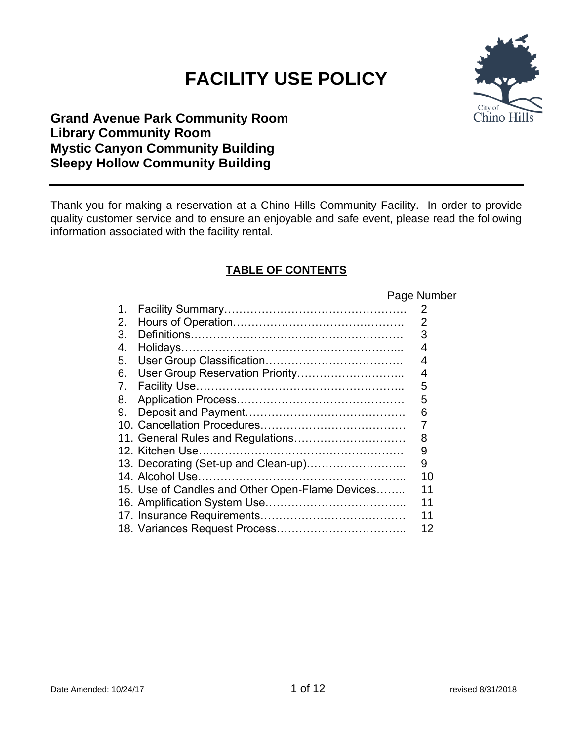# FACILITY USE POLICY

**Grand Avenue Park Community Room**
**Library Community Room**
**Mystic Canyon Community Building**
**Sleepy Hollow Community Building**

---

Thank you for making a reservation at a Chino Hills Community Facility. In order to provide quality customer service and to ensure an enjoyable and safe event, please read the following information associated with the facility rental.

## TABLE OF CONTENTS

| | Page Number |
|---|---|
| 1. Facility Summary | 2 |
| 2. Hours of Operation | 2 |
| 3. Definitions | 3 |
| 4. Holidays | 4 |
| 5. User Group Classification | 4 |
| 6. User Group Reservation Priority | 4 |
| 7. Facility Use | 5 |
| 8. Application Process | 5 |
| 9. Deposit and Payment | 6 |
| 10. Cancellation Procedures | 7 |
| 11. General Rules and Regulations | 8 |
| 12. Kitchen Use | 9 |
| 13. Decorating (Set-up and Clean-up) | 9 |
| 14. Alcohol Use | 10 |
| 15. Use of Candles and Other Open-Flame Devices | 11 |
| 16. Amplification System Use | 11 |
| 17. Insurance Requirements | 11 |
| 18. Variances Request Process | 12 |

Date Amended: 10/24/17 revised 8/31/2018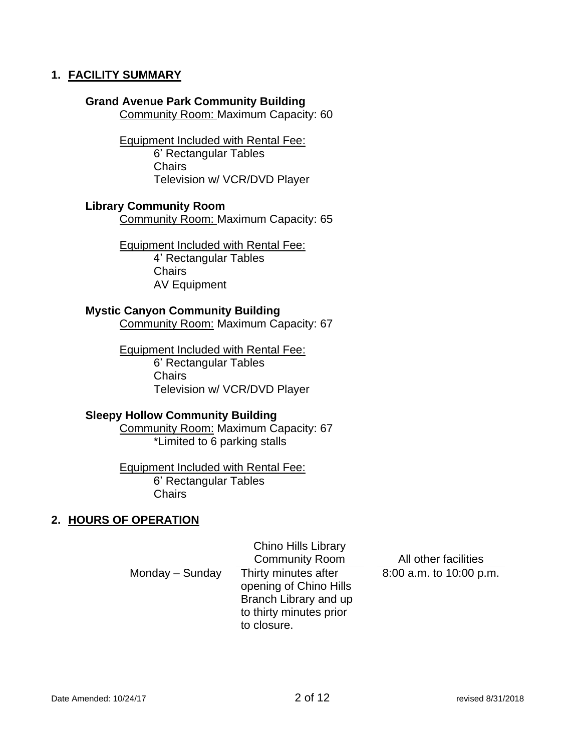## 1. FACILITY SUMMARY

**Grand Avenue Park Community Building**

Community Room: Maximum Capacity: 60

Equipment Included with Rental Fee:

- 6' Rectangular Tables
- Chairs
- Television w/ VCR/DVD Player

**Library Community Room**

Community Room: Maximum Capacity: 65

Equipment Included with Rental Fee:

- 4' Rectangular Tables
- Chairs
- AV Equipment

**Mystic Canyon Community Building**

Community Room: Maximum Capacity: 67

Equipment Included with Rental Fee:

- 6' Rectangular Tables
- Chairs
- Television w/ VCR/DVD Player

**Sleepy Hollow Community Building**

Community Room: Maximum Capacity: 67
*Limited to 6 parking stalls

Equipment Included with Rental Fee:

- 6' Rectangular Tables
- Chairs

## 2. HOURS OF OPERATION

| | Chino Hills Library Community Room | All other facilities |
|---|---|---|
| Monday – Sunday | Thirty minutes after opening of Chino Hills Branch Library and up to thirty minutes prior to closure. | 8:00 a.m. to 10:00 p.m. |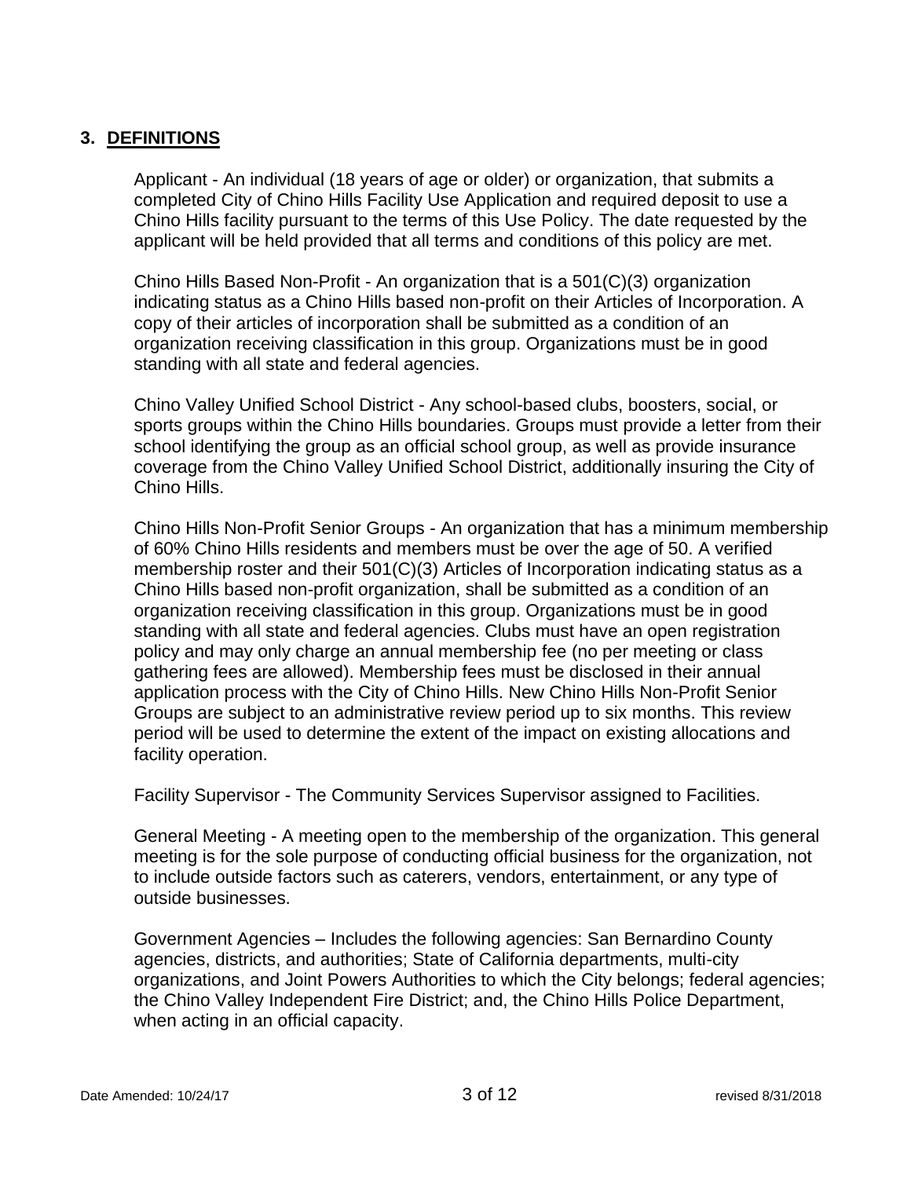## 3. DEFINITIONS

Applicant - An individual (18 years of age or older) or organization, that submits a completed City of Chino Hills Facility Use Application and required deposit to use a Chino Hills facility pursuant to the terms of this Use Policy. The date requested by the applicant will be held provided that all terms and conditions of this policy are met.

Chino Hills Based Non-Profit - An organization that is a 501(C)(3) organization indicating status as a Chino Hills based non-profit on their Articles of Incorporation. A copy of their articles of incorporation shall be submitted as a condition of an organization receiving classification in this group. Organizations must be in good standing with all state and federal agencies.

Chino Valley Unified School District - Any school-based clubs, boosters, social, or sports groups within the Chino Hills boundaries. Groups must provide a letter from their school identifying the group as an official school group, as well as provide insurance coverage from the Chino Valley Unified School District, additionally insuring the City of Chino Hills.

Chino Hills Non-Profit Senior Groups - An organization that has a minimum membership of 60% Chino Hills residents and members must be over the age of 50. A verified membership roster and their 501(C)(3) Articles of Incorporation indicating status as a Chino Hills based non-profit organization, shall be submitted as a condition of an organization receiving classification in this group. Organizations must be in good standing with all state and federal agencies. Clubs must have an open registration policy and may only charge an annual membership fee (no per meeting or class gathering fees are allowed). Membership fees must be disclosed in their annual application process with the City of Chino Hills. New Chino Hills Non-Profit Senior Groups are subject to an administrative review period up to six months. This review period will be used to determine the extent of the impact on existing allocations and facility operation.

Facility Supervisor - The Community Services Supervisor assigned to Facilities.

General Meeting - A meeting open to the membership of the organization. This general meeting is for the sole purpose of conducting official business for the organization, not to include outside factors such as caterers, vendors, entertainment, or any type of outside businesses.

Government Agencies – Includes the following agencies: San Bernardino County agencies, districts, and authorities; State of California departments, multi-city organizations, and Joint Powers Authorities to which the City belongs; federal agencies; the Chino Valley Independent Fire District; and, the Chino Hills Police Department, when acting in an official capacity.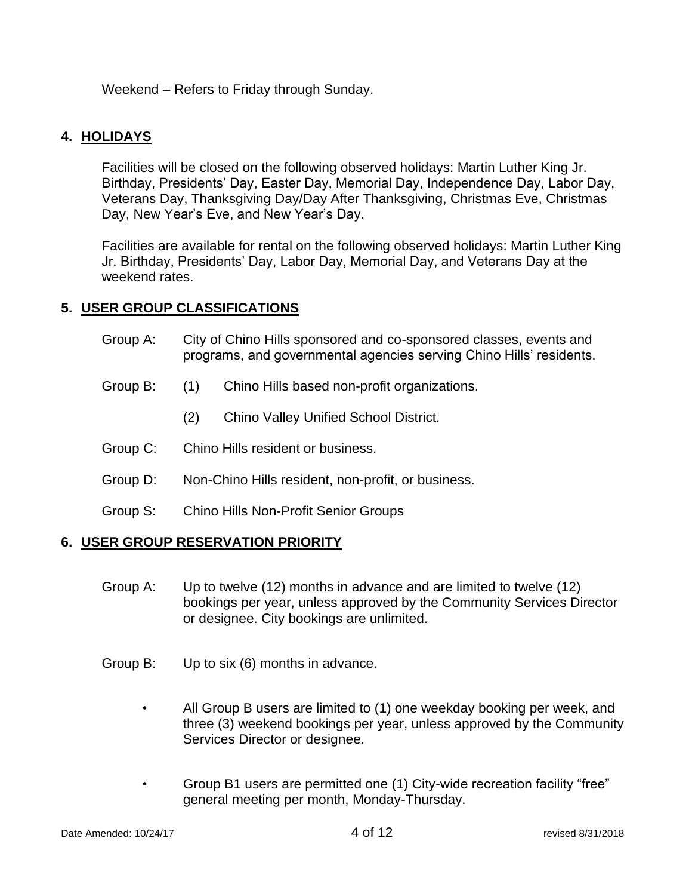Weekend – Refers to Friday through Sunday.

## 4. HOLIDAYS

Facilities will be closed on the following observed holidays: Martin Luther King Jr. Birthday, Presidents' Day, Easter Day, Memorial Day, Independence Day, Labor Day, Veterans Day, Thanksgiving Day/Day After Thanksgiving, Christmas Eve, Christmas Day, New Year's Eve, and New Year's Day.

Facilities are available for rental on the following observed holidays: Martin Luther King Jr. Birthday, Presidents' Day, Labor Day, Memorial Day, and Veterans Day at the weekend rates.

## 5. USER GROUP CLASSIFICATIONS

Group A: City of Chino Hills sponsored and co-sponsored classes, events and programs, and governmental agencies serving Chino Hills' residents.

Group B: (1) Chino Hills based non-profit organizations.

(2) Chino Valley Unified School District.

Group C: Chino Hills resident or business.

Group D: Non-Chino Hills resident, non-profit, or business.

Group S: Chino Hills Non-Profit Senior Groups

## 6. USER GROUP RESERVATION PRIORITY

Group A: Up to twelve (12) months in advance and are limited to twelve (12) bookings per year, unless approved by the Community Services Director or designee. City bookings are unlimited.

Group B: Up to six (6) months in advance.

- All Group B users are limited to (1) one weekday booking per week, and three (3) weekend bookings per year, unless approved by the Community Services Director or designee.
- Group B1 users are permitted one (1) City-wide recreation facility "free" general meeting per month, Monday-Thursday.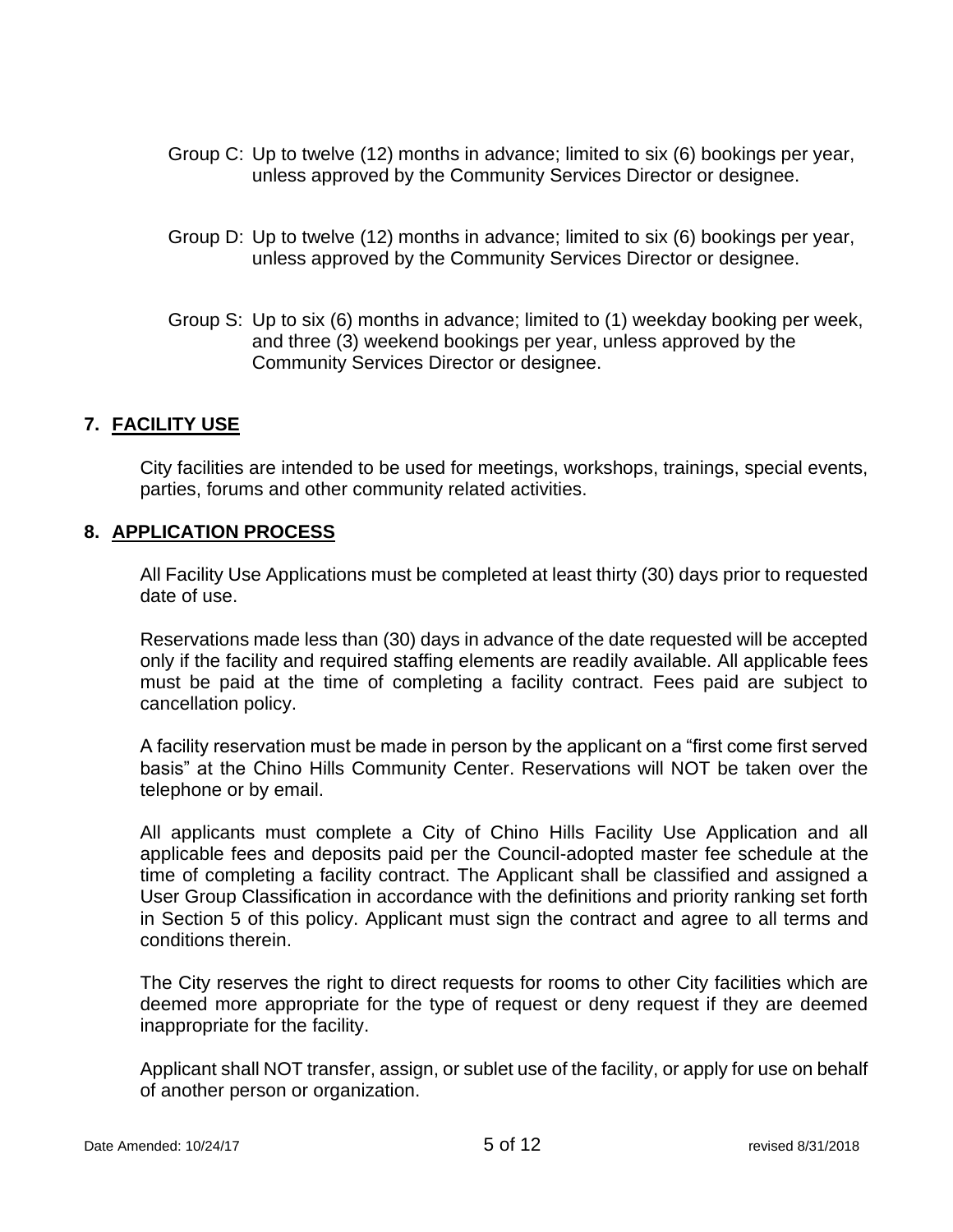Group C: Up to twelve (12) months in advance; limited to six (6) bookings per year, unless approved by the Community Services Director or designee.

Group D: Up to twelve (12) months in advance; limited to six (6) bookings per year, unless approved by the Community Services Director or designee.

Group S: Up to six (6) months in advance; limited to (1) weekday booking per week, and three (3) weekend bookings per year, unless approved by the Community Services Director or designee.

## 7. FACILITY USE

City facilities are intended to be used for meetings, workshops, trainings, special events, parties, forums and other community related activities.

## 8. APPLICATION PROCESS

All Facility Use Applications must be completed at least thirty (30) days prior to requested date of use.

Reservations made less than (30) days in advance of the date requested will be accepted only if the facility and required staffing elements are readily available. All applicable fees must be paid at the time of completing a facility contract. Fees paid are subject to cancellation policy.

A facility reservation must be made in person by the applicant on a "first come first served basis" at the Chino Hills Community Center. Reservations will NOT be taken over the telephone or by email.

All applicants must complete a City of Chino Hills Facility Use Application and all applicable fees and deposits paid per the Council-adopted master fee schedule at the time of completing a facility contract. The Applicant shall be classified and assigned a User Group Classification in accordance with the definitions and priority ranking set forth in Section 5 of this policy. Applicant must sign the contract and agree to all terms and conditions therein.

The City reserves the right to direct requests for rooms to other City facilities which are deemed more appropriate for the type of request or deny request if they are deemed inappropriate for the facility.

Applicant shall NOT transfer, assign, or sublet use of the facility, or apply for use on behalf of another person or organization.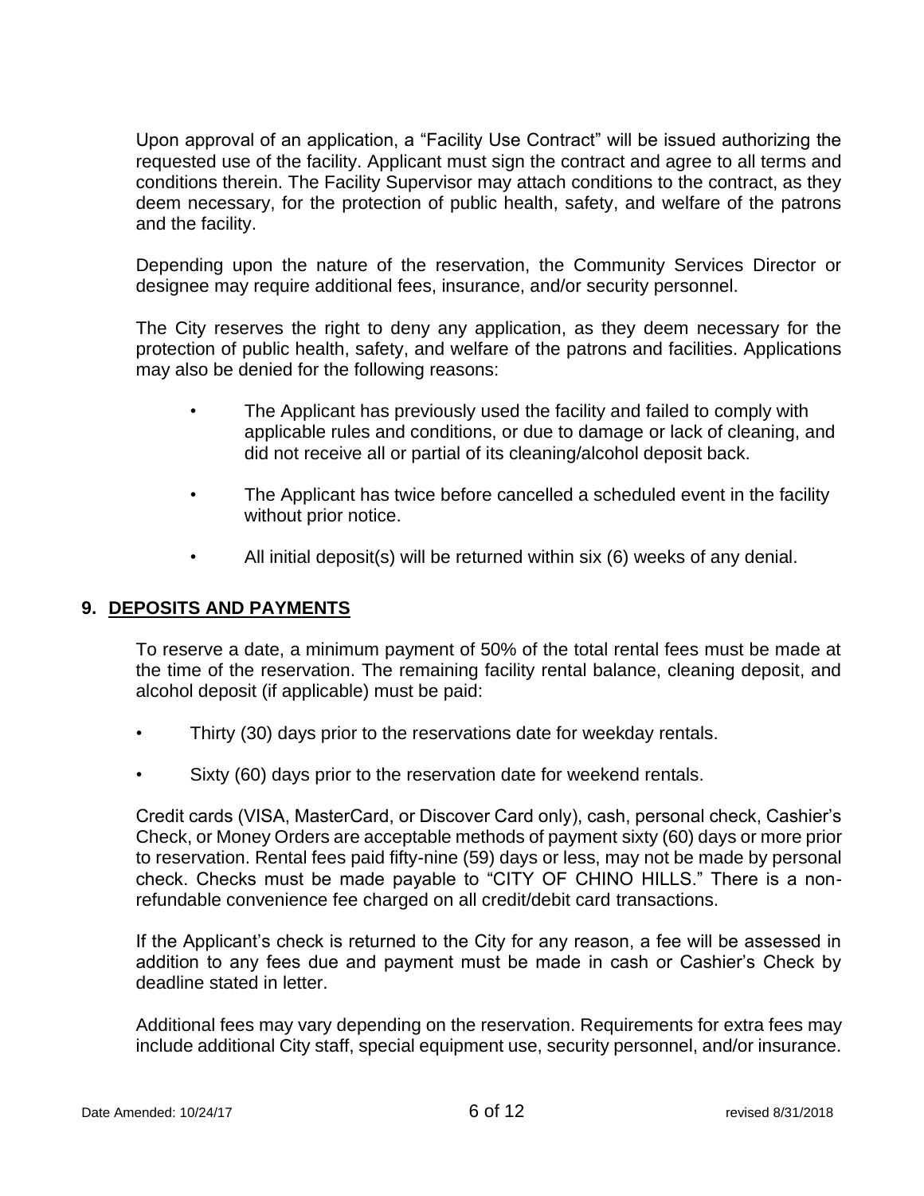Upon approval of an application, a "Facility Use Contract" will be issued authorizing the requested use of the facility. Applicant must sign the contract and agree to all terms and conditions therein. The Facility Supervisor may attach conditions to the contract, as they deem necessary, for the protection of public health, safety, and welfare of the patrons and the facility.

Depending upon the nature of the reservation, the Community Services Director or designee may require additional fees, insurance, and/or security personnel.

The City reserves the right to deny any application, as they deem necessary for the protection of public health, safety, and welfare of the patrons and facilities. Applications may also be denied for the following reasons:

- The Applicant has previously used the facility and failed to comply with applicable rules and conditions, or due to damage or lack of cleaning, and did not receive all or partial of its cleaning/alcohol deposit back.
- The Applicant has twice before cancelled a scheduled event in the facility without prior notice.
- All initial deposit(s) will be returned within six (6) weeks of any denial.

## 9. DEPOSITS AND PAYMENTS

To reserve a date, a minimum payment of 50% of the total rental fees must be made at the time of the reservation. The remaining facility rental balance, cleaning deposit, and alcohol deposit (if applicable) must be paid:

- Thirty (30) days prior to the reservations date for weekday rentals.
- Sixty (60) days prior to the reservation date for weekend rentals.

Credit cards (VISA, MasterCard, or Discover Card only), cash, personal check, Cashier's Check, or Money Orders are acceptable methods of payment sixty (60) days or more prior to reservation. Rental fees paid fifty-nine (59) days or less, may not be made by personal check. Checks must be made payable to "CITY OF CHINO HILLS." There is a non-refundable convenience fee charged on all credit/debit card transactions.

If the Applicant's check is returned to the City for any reason, a fee will be assessed in addition to any fees due and payment must be made in cash or Cashier's Check by deadline stated in letter.

Additional fees may vary depending on the reservation. Requirements for extra fees may include additional City staff, special equipment use, security personnel, and/or insurance.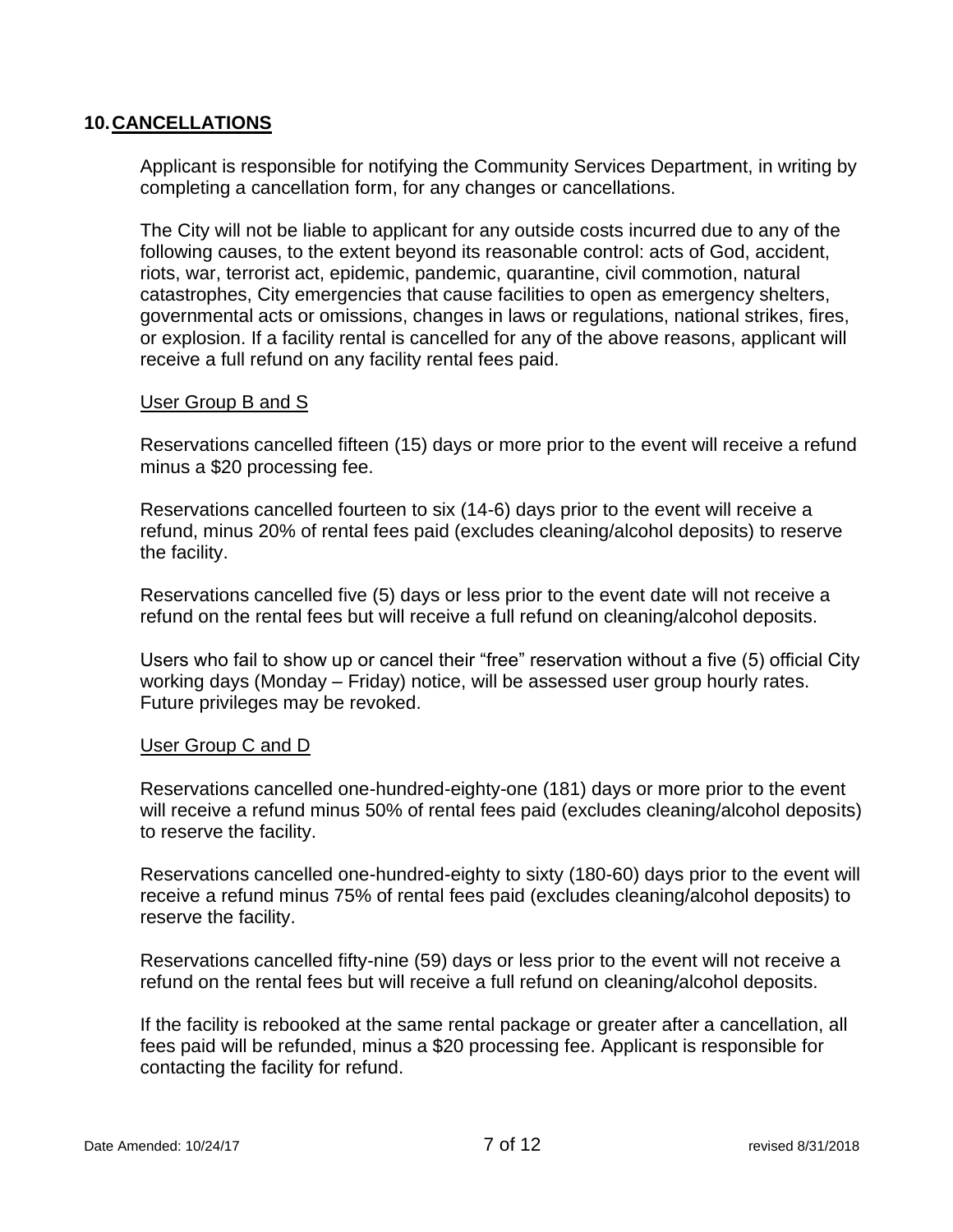## 10. CANCELLATIONS

Applicant is responsible for notifying the Community Services Department, in writing by completing a cancellation form, for any changes or cancellations.

The City will not be liable to applicant for any outside costs incurred due to any of the following causes, to the extent beyond its reasonable control: acts of God, accident, riots, war, terrorist act, epidemic, pandemic, quarantine, civil commotion, natural catastrophes, City emergencies that cause facilities to open as emergency shelters, governmental acts or omissions, changes in laws or regulations, national strikes, fires, or explosion. If a facility rental is cancelled for any of the above reasons, applicant will receive a full refund on any facility rental fees paid.

<u>User Group B and S</u>

Reservations cancelled fifteen (15) days or more prior to the event will receive a refund minus a $20 processing fee.

Reservations cancelled fourteen to six (14-6) days prior to the event will receive a refund, minus 20% of rental fees paid (excludes cleaning/alcohol deposits) to reserve the facility.

Reservations cancelled five (5) days or less prior to the event date will not receive a refund on the rental fees but will receive a full refund on cleaning/alcohol deposits.

Users who fail to show up or cancel their "free" reservation without a five (5) official City working days (Monday – Friday) notice, will be assessed user group hourly rates. Future privileges may be revoked.

<u>User Group C and D</u>

Reservations cancelled one-hundred-eighty-one (181) days or more prior to the event will receive a refund minus 50% of rental fees paid (excludes cleaning/alcohol deposits) to reserve the facility.

Reservations cancelled one-hundred-eighty to sixty (180-60) days prior to the event will receive a refund minus 75% of rental fees paid (excludes cleaning/alcohol deposits) to reserve the facility.

Reservations cancelled fifty-nine (59) days or less prior to the event will not receive a refund on the rental fees but will receive a full refund on cleaning/alcohol deposits.

If the facility is rebooked at the same rental package or greater after a cancellation, all fees paid will be refunded, minus a $20 processing fee. Applicant is responsible for contacting the facility for refund.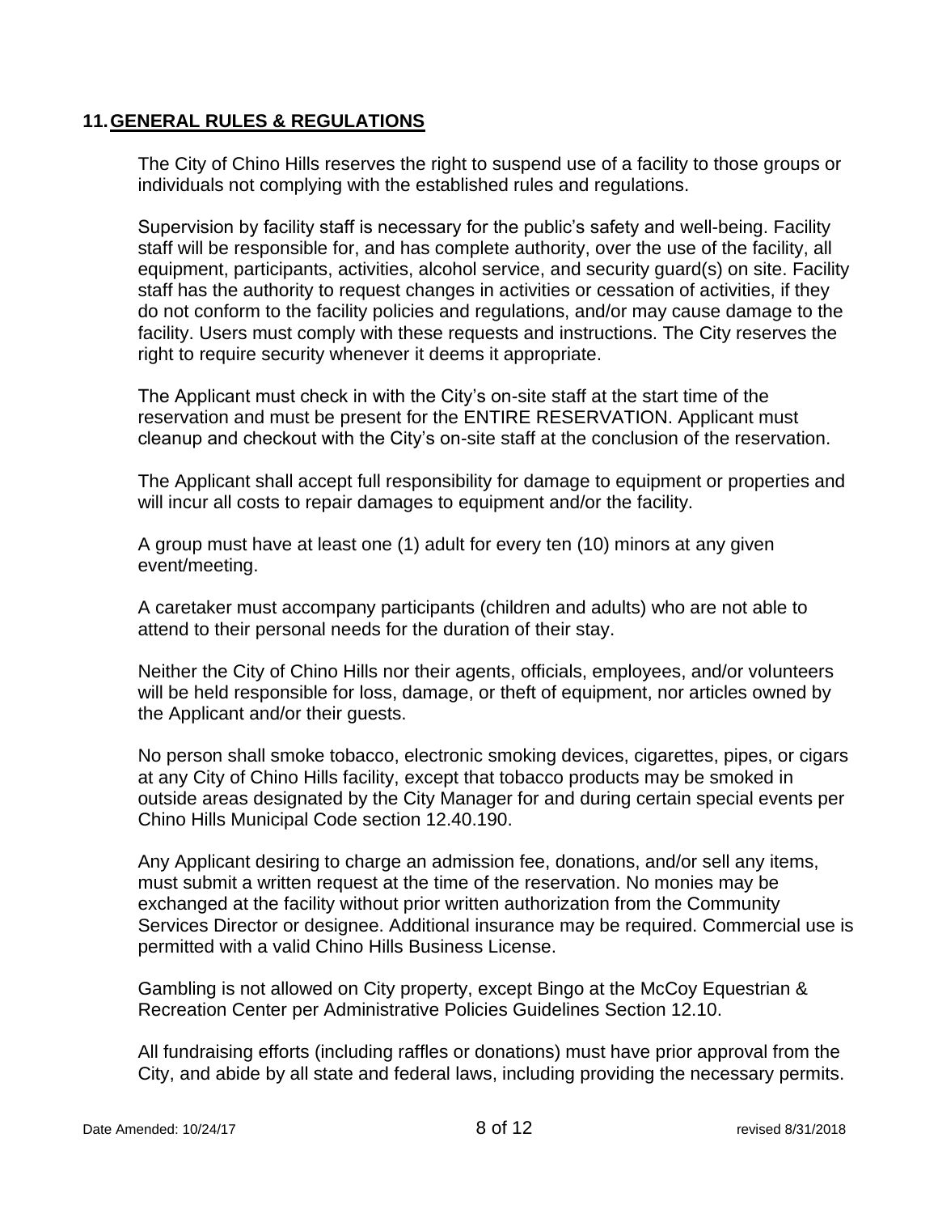## 11. GENERAL RULES & REGULATIONS

The City of Chino Hills reserves the right to suspend use of a facility to those groups or individuals not complying with the established rules and regulations.

Supervision by facility staff is necessary for the public's safety and well-being. Facility staff will be responsible for, and has complete authority, over the use of the facility, all equipment, participants, activities, alcohol service, and security guard(s) on site. Facility staff has the authority to request changes in activities or cessation of activities, if they do not conform to the facility policies and regulations, and/or may cause damage to the facility. Users must comply with these requests and instructions. The City reserves the right to require security whenever it deems it appropriate.

The Applicant must check in with the City's on-site staff at the start time of the reservation and must be present for the ENTIRE RESERVATION. Applicant must cleanup and checkout with the City's on-site staff at the conclusion of the reservation.

The Applicant shall accept full responsibility for damage to equipment or properties and will incur all costs to repair damages to equipment and/or the facility.

A group must have at least one (1) adult for every ten (10) minors at any given event/meeting.

A caretaker must accompany participants (children and adults) who are not able to attend to their personal needs for the duration of their stay.

Neither the City of Chino Hills nor their agents, officials, employees, and/or volunteers will be held responsible for loss, damage, or theft of equipment, nor articles owned by the Applicant and/or their guests.

No person shall smoke tobacco, electronic smoking devices, cigarettes, pipes, or cigars at any City of Chino Hills facility, except that tobacco products may be smoked in outside areas designated by the City Manager for and during certain special events per Chino Hills Municipal Code section 12.40.190.

Any Applicant desiring to charge an admission fee, donations, and/or sell any items, must submit a written request at the time of the reservation. No monies may be exchanged at the facility without prior written authorization from the Community Services Director or designee. Additional insurance may be required. Commercial use is permitted with a valid Chino Hills Business License.

Gambling is not allowed on City property, except Bingo at the McCoy Equestrian & Recreation Center per Administrative Policies Guidelines Section 12.10.

All fundraising efforts (including raffles or donations) must have prior approval from the City, and abide by all state and federal laws, including providing the necessary permits.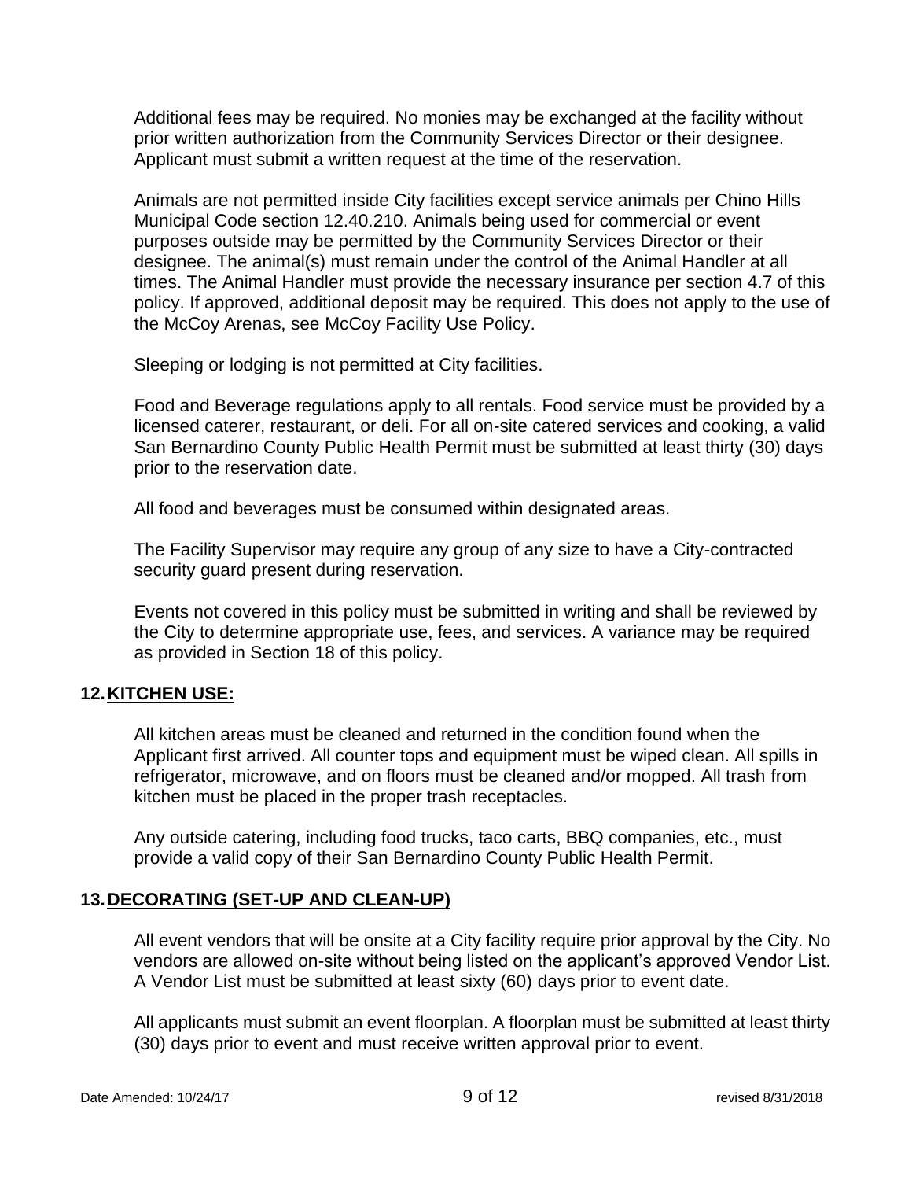Additional fees may be required. No monies may be exchanged at the facility without prior written authorization from the Community Services Director or their designee. Applicant must submit a written request at the time of the reservation.

Animals are not permitted inside City facilities except service animals per Chino Hills Municipal Code section 12.40.210. Animals being used for commercial or event purposes outside may be permitted by the Community Services Director or their designee. The animal(s) must remain under the control of the Animal Handler at all times. The Animal Handler must provide the necessary insurance per section 4.7 of this policy. If approved, additional deposit may be required. This does not apply to the use of the McCoy Arenas, see McCoy Facility Use Policy.

Sleeping or lodging is not permitted at City facilities.

Food and Beverage regulations apply to all rentals. Food service must be provided by a licensed caterer, restaurant, or deli. For all on-site catered services and cooking, a valid San Bernardino County Public Health Permit must be submitted at least thirty (30) days prior to the reservation date.

All food and beverages must be consumed within designated areas.

The Facility Supervisor may require any group of any size to have a City-contracted security guard present during reservation.

Events not covered in this policy must be submitted in writing and shall be reviewed by the City to determine appropriate use, fees, and services. A variance may be required as provided in Section 18 of this policy.

## 12. KITCHEN USE:

All kitchen areas must be cleaned and returned in the condition found when the Applicant first arrived. All counter tops and equipment must be wiped clean. All spills in refrigerator, microwave, and on floors must be cleaned and/or mopped. All trash from kitchen must be placed in the proper trash receptacles.

Any outside catering, including food trucks, taco carts, BBQ companies, etc., must provide a valid copy of their San Bernardino County Public Health Permit.

## 13. DECORATING (SET-UP AND CLEAN-UP)

All event vendors that will be onsite at a City facility require prior approval by the City. No vendors are allowed on-site without being listed on the applicant's approved Vendor List. A Vendor List must be submitted at least sixty (60) days prior to event date.

All applicants must submit an event floorplan. A floorplan must be submitted at least thirty (30) days prior to event and must receive written approval prior to event.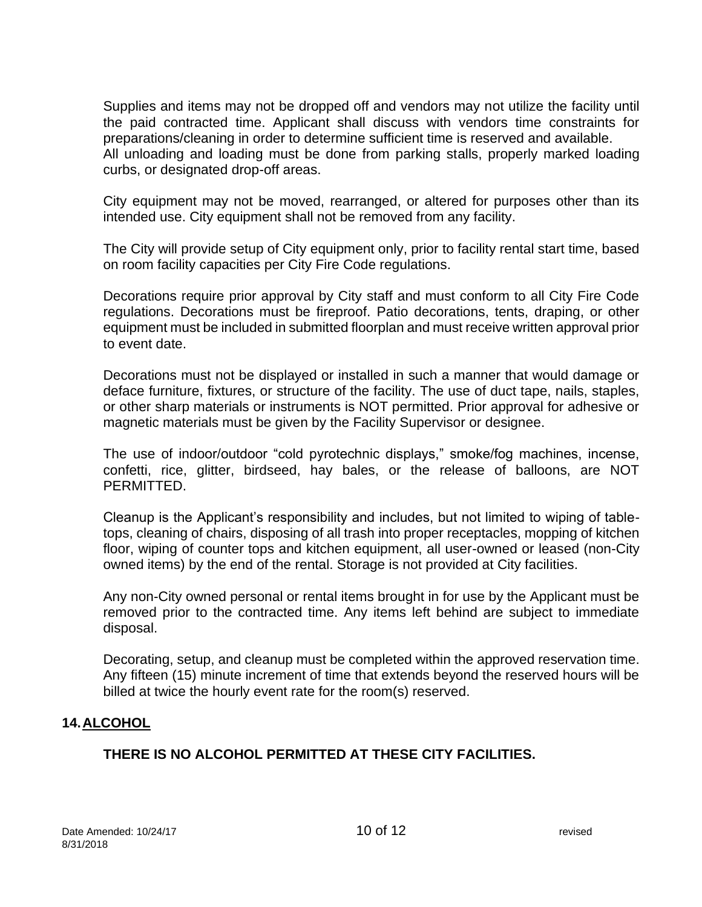Supplies and items may not be dropped off and vendors may not utilize the facility until the paid contracted time. Applicant shall discuss with vendors time constraints for preparations/cleaning in order to determine sufficient time is reserved and available.
All unloading and loading must be done from parking stalls, properly marked loading curbs, or designated drop-off areas.

City equipment may not be moved, rearranged, or altered for purposes other than its intended use. City equipment shall not be removed from any facility.

The City will provide setup of City equipment only, prior to facility rental start time, based on room facility capacities per City Fire Code regulations.

Decorations require prior approval by City staff and must conform to all City Fire Code regulations. Decorations must be fireproof. Patio decorations, tents, draping, or other equipment must be included in submitted floorplan and must receive written approval prior to event date.

Decorations must not be displayed or installed in such a manner that would damage or deface furniture, fixtures, or structure of the facility. The use of duct tape, nails, staples, or other sharp materials or instruments is NOT permitted. Prior approval for adhesive or magnetic materials must be given by the Facility Supervisor or designee.

The use of indoor/outdoor "cold pyrotechnic displays," smoke/fog machines, incense, confetti, rice, glitter, birdseed, hay bales, or the release of balloons, are NOT PERMITTED.

Cleanup is the Applicant's responsibility and includes, but not limited to wiping of table-tops, cleaning of chairs, disposing of all trash into proper receptacles, mopping of kitchen floor, wiping of counter tops and kitchen equipment, all user-owned or leased (non-City owned items) by the end of the rental. Storage is not provided at City facilities.

Any non-City owned personal or rental items brought in for use by the Applicant must be removed prior to the contracted time. Any items left behind are subject to immediate disposal.

Decorating, setup, and cleanup must be completed within the approved reservation time. Any fifteen (15) minute increment of time that extends beyond the reserved hours will be billed at twice the hourly event rate for the room(s) reserved.

## 14. ALCOHOL

**THERE IS NO ALCOHOL PERMITTED AT THESE CITY FACILITIES.**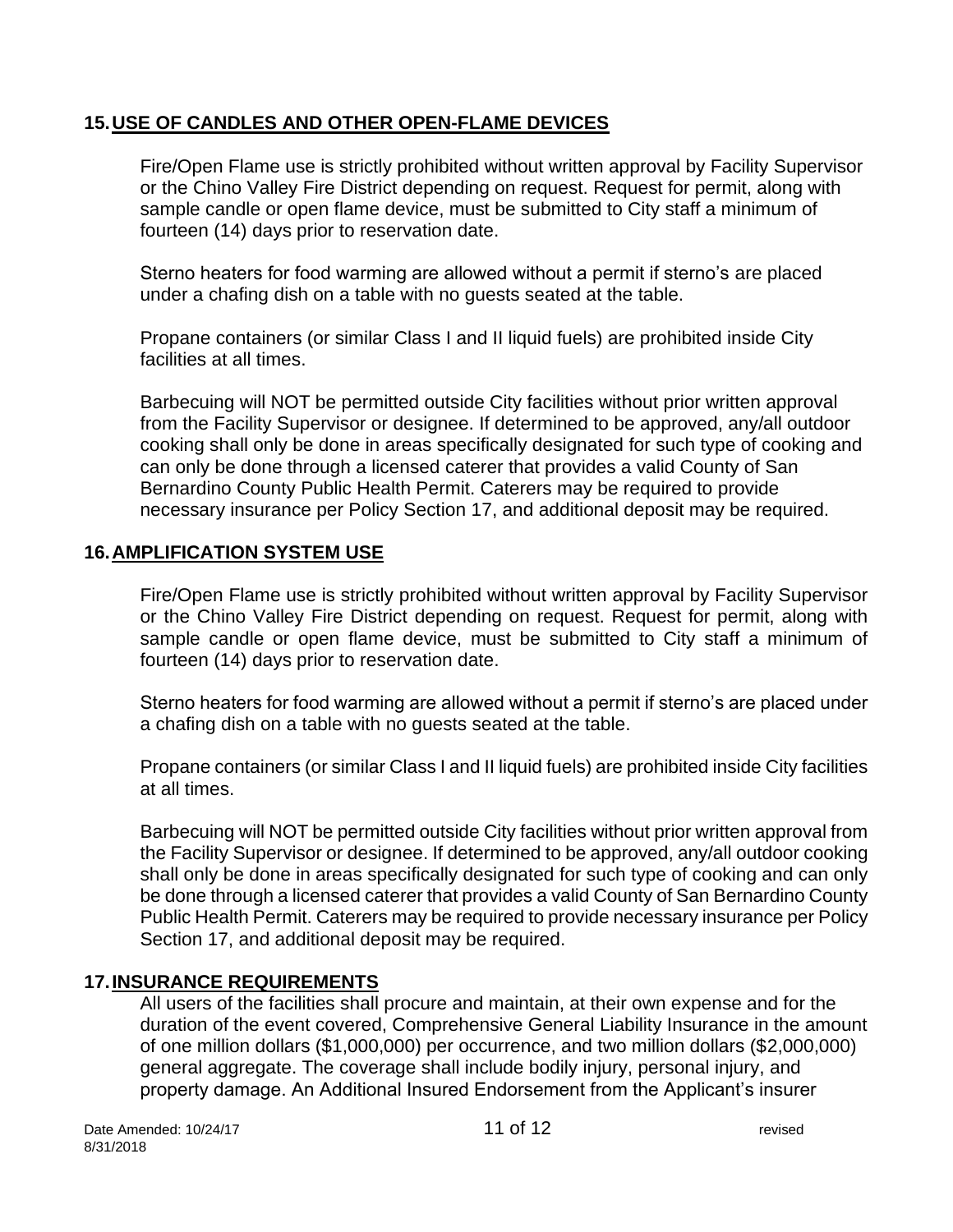## 15. USE OF CANDLES AND OTHER OPEN-FLAME DEVICES

Fire/Open Flame use is strictly prohibited without written approval by Facility Supervisor or the Chino Valley Fire District depending on request. Request for permit, along with sample candle or open flame device, must be submitted to City staff a minimum of fourteen (14) days prior to reservation date.

Sterno heaters for food warming are allowed without a permit if sterno's are placed under a chafing dish on a table with no guests seated at the table.

Propane containers (or similar Class I and II liquid fuels) are prohibited inside City facilities at all times.

Barbecuing will NOT be permitted outside City facilities without prior written approval from the Facility Supervisor or designee. If determined to be approved, any/all outdoor cooking shall only be done in areas specifically designated for such type of cooking and can only be done through a licensed caterer that provides a valid County of San Bernardino County Public Health Permit. Caterers may be required to provide necessary insurance per Policy Section 17, and additional deposit may be required.

## 16. AMPLIFICATION SYSTEM USE

Fire/Open Flame use is strictly prohibited without written approval by Facility Supervisor or the Chino Valley Fire District depending on request. Request for permit, along with sample candle or open flame device, must be submitted to City staff a minimum of fourteen (14) days prior to reservation date.

Sterno heaters for food warming are allowed without a permit if sterno's are placed under a chafing dish on a table with no guests seated at the table.

Propane containers (or similar Class I and II liquid fuels) are prohibited inside City facilities at all times.

Barbecuing will NOT be permitted outside City facilities without prior written approval from the Facility Supervisor or designee. If determined to be approved, any/all outdoor cooking shall only be done in areas specifically designated for such type of cooking and can only be done through a licensed caterer that provides a valid County of San Bernardino County Public Health Permit. Caterers may be required to provide necessary insurance per Policy Section 17, and additional deposit may be required.

## 17. INSURANCE REQUIREMENTS

All users of the facilities shall procure and maintain, at their own expense and for the duration of the event covered, Comprehensive General Liability Insurance in the amount of one million dollars ($1,000,000) per occurrence, and two million dollars ($2,000,000) general aggregate. The coverage shall include bodily injury, personal injury, and property damage. An Additional Insured Endorsement from the Applicant's insurer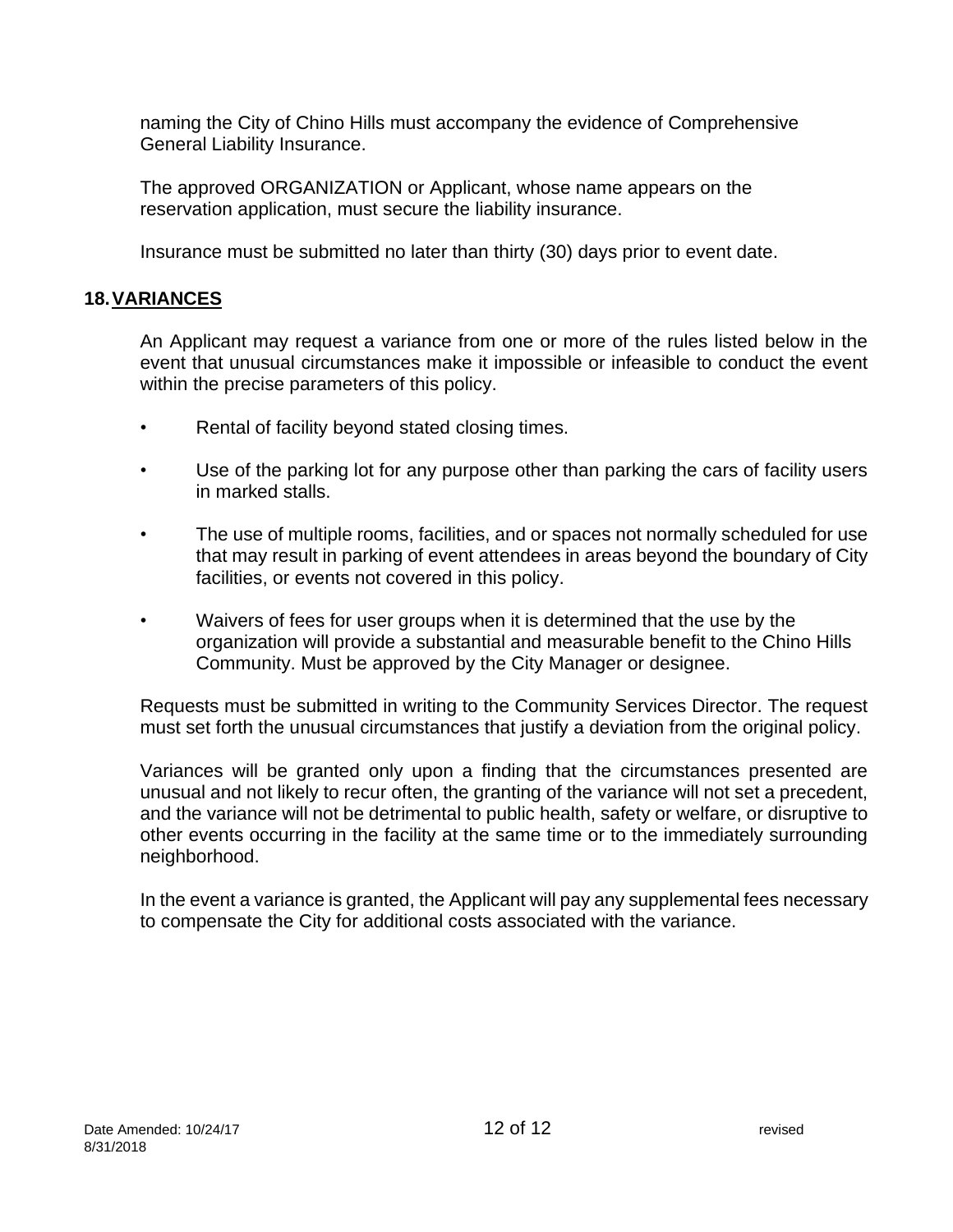naming the City of Chino Hills must accompany the evidence of Comprehensive General Liability Insurance.

The approved ORGANIZATION or Applicant, whose name appears on the reservation application, must secure the liability insurance.

Insurance must be submitted no later than thirty (30) days prior to event date.

## 18. VARIANCES

An Applicant may request a variance from one or more of the rules listed below in the event that unusual circumstances make it impossible or infeasible to conduct the event within the precise parameters of this policy.

- Rental of facility beyond stated closing times.
- Use of the parking lot for any purpose other than parking the cars of facility users in marked stalls.
- The use of multiple rooms, facilities, and or spaces not normally scheduled for use that may result in parking of event attendees in areas beyond the boundary of City facilities, or events not covered in this policy.
- Waivers of fees for user groups when it is determined that the use by the organization will provide a substantial and measurable benefit to the Chino Hills Community. Must be approved by the City Manager or designee.

Requests must be submitted in writing to the Community Services Director. The request must set forth the unusual circumstances that justify a deviation from the original policy.

Variances will be granted only upon a finding that the circumstances presented are unusual and not likely to recur often, the granting of the variance will not set a precedent, and the variance will not be detrimental to public health, safety or welfare, or disruptive to other events occurring in the facility at the same time or to the immediately surrounding neighborhood.

In the event a variance is granted, the Applicant will pay any supplemental fees necessary to compensate the City for additional costs associated with the variance.